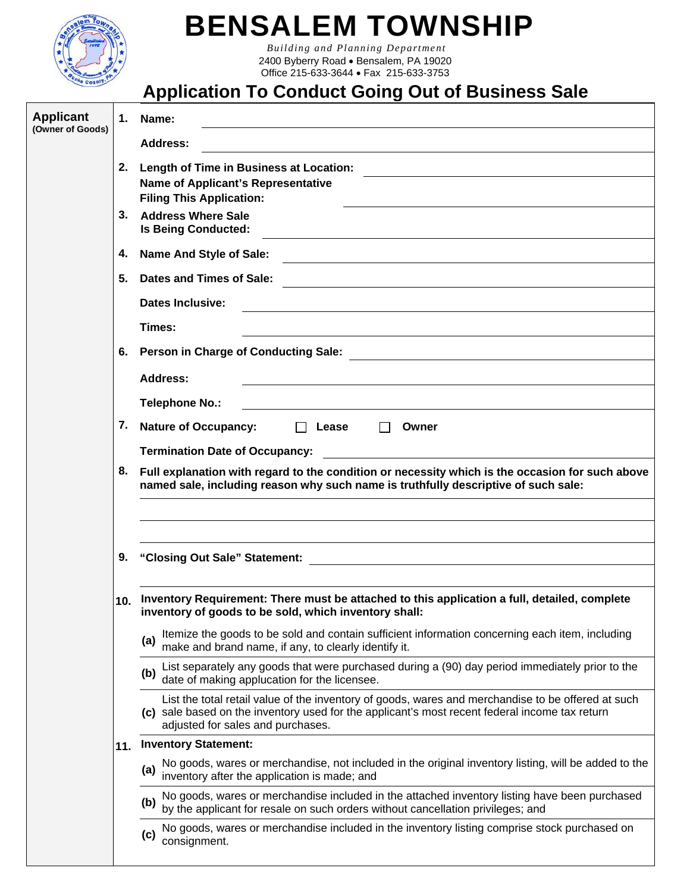# BENSALEM TOWNSHIP

*Building and Planning Department*
2400 Byberry Road • Bensalem, PA 19020
Office 215-633-3644 • Fax 215-633-3753

## Application To Conduct Going Out of Business Sale

**Applicant**
**(Owner of Goods)**

1. **Name:** ______________________

   **Address:** ______________________

2. **Length of Time in Business at Location:** ______________________

   **Name of Applicant's Representative Filing This Application:** ______________________

3. **Address Where Sale Is Being Conducted:** ______________________

4. **Name And Style of Sale:** ______________________

5. **Dates and Times of Sale:** ______________________

   **Dates Inclusive:** ______________________

   **Times:** ______________________

6. **Person in Charge of Conducting Sale:** ______________________

   **Address:** ______________________

   **Telephone No.:** ______________________

7. **Nature of Occupancy:** ☐ **Lease** ☐ **Owner**

   **Termination Date of Occupancy:** ______________________

8. **Full explanation with regard to the condition or necessity which is the occasion for such above named sale, including reason why such name is truthfully descriptive of such sale:**

   ______________________

   ______________________

9. **"Closing Out Sale" Statement:** ______________________

   ______________________

10. **Inventory Requirement: There must be attached to this application a full, detailed, complete inventory of goods to be sold, which inventory shall:**

    **(a)** Itemize the goods to be sold and contain sufficient information concerning each item, including make and brand name, if any, to clearly identify it.

    **(b)** List separately any goods that were purchased during a (90) day period immediately prior to the date of making application for the licensee.

    **(c)** List the total retail value of the inventory of goods, wares and merchandise to be offered at such sale based on the inventory used for the applicant's most recent federal income tax return adjusted for sales and purchases.

11. **Inventory Statement:**

    **(a)** No goods, wares or merchandise, not included in the original inventory listing, will be added to the inventory after the application is made; and

    **(b)** No goods, wares or merchandise included in the attached inventory listing have been purchased by the applicant for resale on such orders without cancellation privileges; and

    **(c)** No goods, wares or merchandise included in the inventory listing comprise stock purchased on consignment.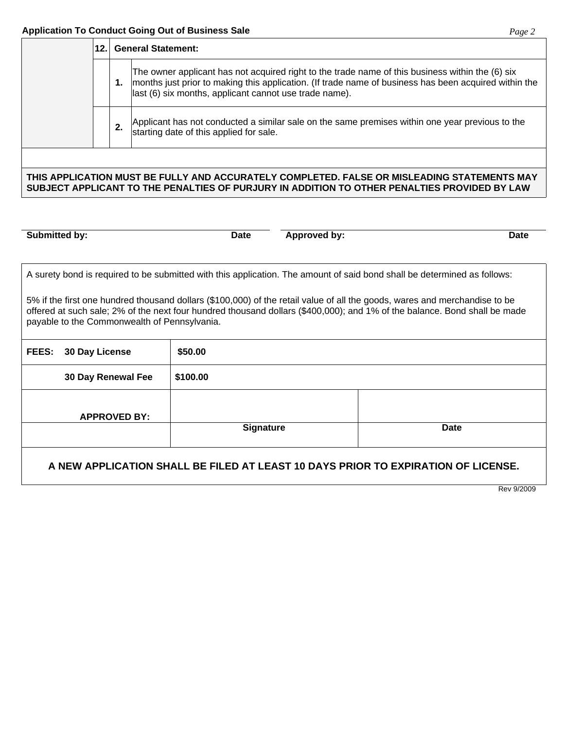| | 12. | General Statement: | |
|---|---|---|---|
| | | **1.** | The owner applicant has not acquired right to the trade name of this business within the (6) six months just prior to making this application. (If trade name of business has been acquired within the last (6) six months, applicant cannot use trade name). |
| | | **2.** | Applicant has not conducted a similar sale on the same premises within one year previous to the starting date of this applied for sale. |

**THIS APPLICATION MUST BE FULLY AND ACCURATELY COMPLETED. FALSE OR MISLEADING STATEMENTS MAY SUBJECT APPLICANT TO THE PENALTIES OF PURJURY IN ADDITION TO OTHER PENALTIES PROVIDED BY LAW**

**Submitted by:** ______________________ **Date** &nbsp;&nbsp;&nbsp; **Approved by:** ______________________ **Date**

A surety bond is required to be submitted with this application. The amount of said bond shall be determined as follows:

5% if the first one hundred thousand dollars ($100,000) of the retail value of all the goods, wares and merchandise to be offered at such sale; 2% of the next four hundred thousand dollars ($400,000); and 1% of the balance. Bond shall be made payable to the Commonwealth of Pennsylvania.

| | | |
|---|---|---|
| **FEES: 30 Day License** | **$50.00** | |
| **30 Day Renewal Fee** | **$100.00** | |
| **APPROVED BY:** | | |
| | **Signature** | **Date** |

**A NEW APPLICATION SHALL BE FILED AT LEAST 10 DAYS PRIOR TO EXPIRATION OF LICENSE.**

Rev 9/2009